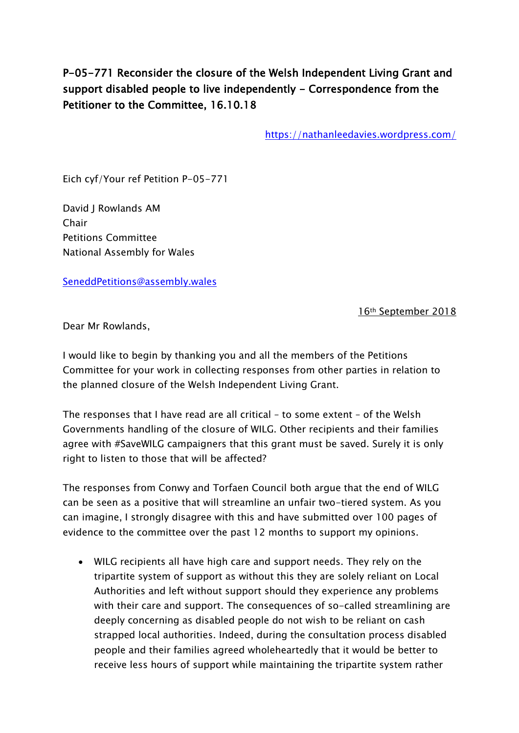**P-05-771 Reconsider the closure of the Welsh Independent Living Grant and support disabled people to live independently - Correspondence from the Petitioner to the Committee, 16.10.18**

https://nathanleedavies.wordpress.com/

Eich cyf/Your ref Petition P-05-771

David J Rowlands AM
Chair
Petitions Committee
National Assembly for Wales

SeneddPetitions@assembly.wales

16th September 2018

Dear Mr Rowlands,

I would like to begin by thanking you and all the members of the Petitions Committee for your work in collecting responses from other parties in relation to the planned closure of the Welsh Independent Living Grant.

The responses that I have read are all critical – to some extent – of the Welsh Governments handling of the closure of WILG. Other recipients and their families agree with #SaveWILG campaigners that this grant must be saved. Surely it is only right to listen to those that will be affected?

The responses from Conwy and Torfaen Council both argue that the end of WILG can be seen as a positive that will streamline an unfair two-tiered system. As you can imagine, I strongly disagree with this and have submitted over 100 pages of evidence to the committee over the past 12 months to support my opinions.

- WILG recipients all have high care and support needs. They rely on the tripartite system of support as without this they are solely reliant on Local Authorities and left without support should they experience any problems with their care and support. The consequences of so-called streamlining are deeply concerning as disabled people do not wish to be reliant on cash strapped local authorities. Indeed, during the consultation process disabled people and their families agreed wholeheartedly that it would be better to receive less hours of support while maintaining the tripartite system rather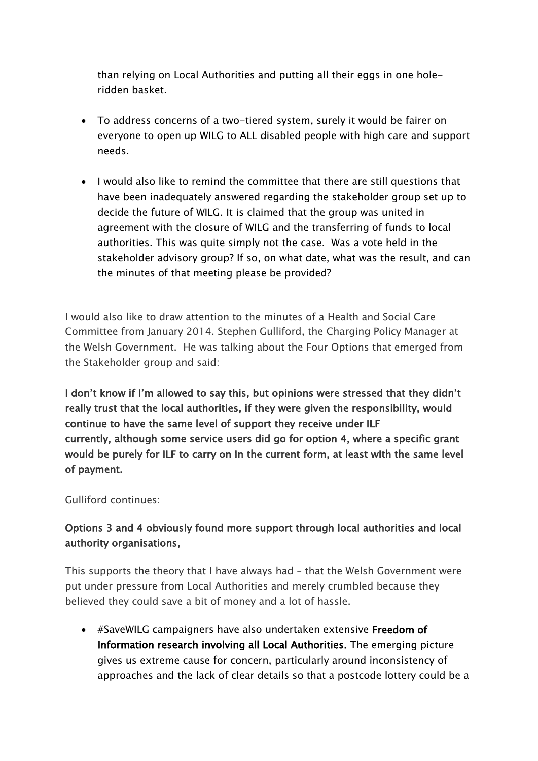than relying on Local Authorities and putting all their eggs in one hole-ridden basket.

- To address concerns of a two-tiered system, surely it would be fairer on everyone to open up WILG to ALL disabled people with high care and support needs.

- I would also like to remind the committee that there are still questions that have been inadequately answered regarding the stakeholder group set up to decide the future of WILG. It is claimed that the group was united in agreement with the closure of WILG and the transferring of funds to local authorities. This was quite simply not the case. Was a vote held in the stakeholder advisory group? If so, on what date, what was the result, and can the minutes of that meeting please be provided?

I would also like to draw attention to the minutes of a Health and Social Care Committee from January 2014. Stephen Gulliford, the Charging Policy Manager at the Welsh Government. He was talking about the Four Options that emerged from the Stakeholder group and said:

**I don't know if I'm allowed to say this, but opinions were stressed that they didn't really trust that the local authorities, if they were given the responsibility, would continue to have the same level of support they receive under ILF currently, although some service users did go for option 4, where a specific grant would be purely for ILF to carry on in the current form, at least with the same level of payment.**

Gulliford continues:

**Options 3 and 4 obviously found more support through local authorities and local authority organisations,**

This supports the theory that I have always had – that the Welsh Government were put under pressure from Local Authorities and merely crumbled because they believed they could save a bit of money and a lot of hassle.

- #SaveWILG campaigners have also undertaken extensive **Freedom of Information research involving all Local Authorities.** The emerging picture gives us extreme cause for concern, particularly around inconsistency of approaches and the lack of clear details so that a postcode lottery could be a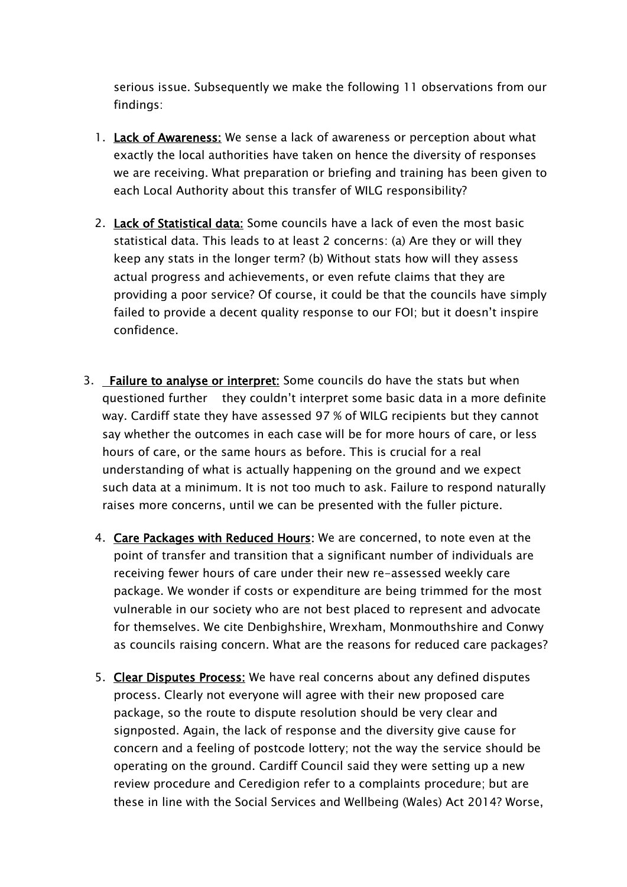serious issue. Subsequently we make the following 11 observations from our findings:

1. **Lack of Awareness:** We sense a lack of awareness or perception about what exactly the local authorities have taken on hence the diversity of responses we are receiving. What preparation or briefing and training has been given to each Local Authority about this transfer of WILG responsibility?

2. **Lack of Statistical data:** Some councils have a lack of even the most basic statistical data. This leads to at least 2 concerns: (a) Are they or will they keep any stats in the longer term? (b) Without stats how will they assess actual progress and achievements, or even refute claims that they are providing a poor service? Of course, it could be that the councils have simply failed to provide a decent quality response to our FOI; but it doesn't inspire confidence.

3. **Failure to analyse or interpret:** Some councils do have the stats but when questioned further they couldn't interpret some basic data in a more definite way. Cardiff state they have assessed 97 % of WILG recipients but they cannot say whether the outcomes in each case will be for more hours of care, or less hours of care, or the same hours as before. This is crucial for a real understanding of what is actually happening on the ground and we expect such data at a minimum. It is not too much to ask. Failure to respond naturally raises more concerns, until we can be presented with the fuller picture.

4. **Care Packages with Reduced Hours:** We are concerned, to note even at the point of transfer and transition that a significant number of individuals are receiving fewer hours of care under their new re-assessed weekly care package. We wonder if costs or expenditure are being trimmed for the most vulnerable in our society who are not best placed to represent and advocate for themselves. We cite Denbighshire, Wrexham, Monmouthshire and Conwy as councils raising concern. What are the reasons for reduced care packages?

5. **Clear Disputes Process:** We have real concerns about any defined disputes process. Clearly not everyone will agree with their new proposed care package, so the route to dispute resolution should be very clear and signposted. Again, the lack of response and the diversity give cause for concern and a feeling of postcode lottery; not the way the service should be operating on the ground. Cardiff Council said they were setting up a new review procedure and Ceredigion refer to a complaints procedure; but are these in line with the Social Services and Wellbeing (Wales) Act 2014? Worse,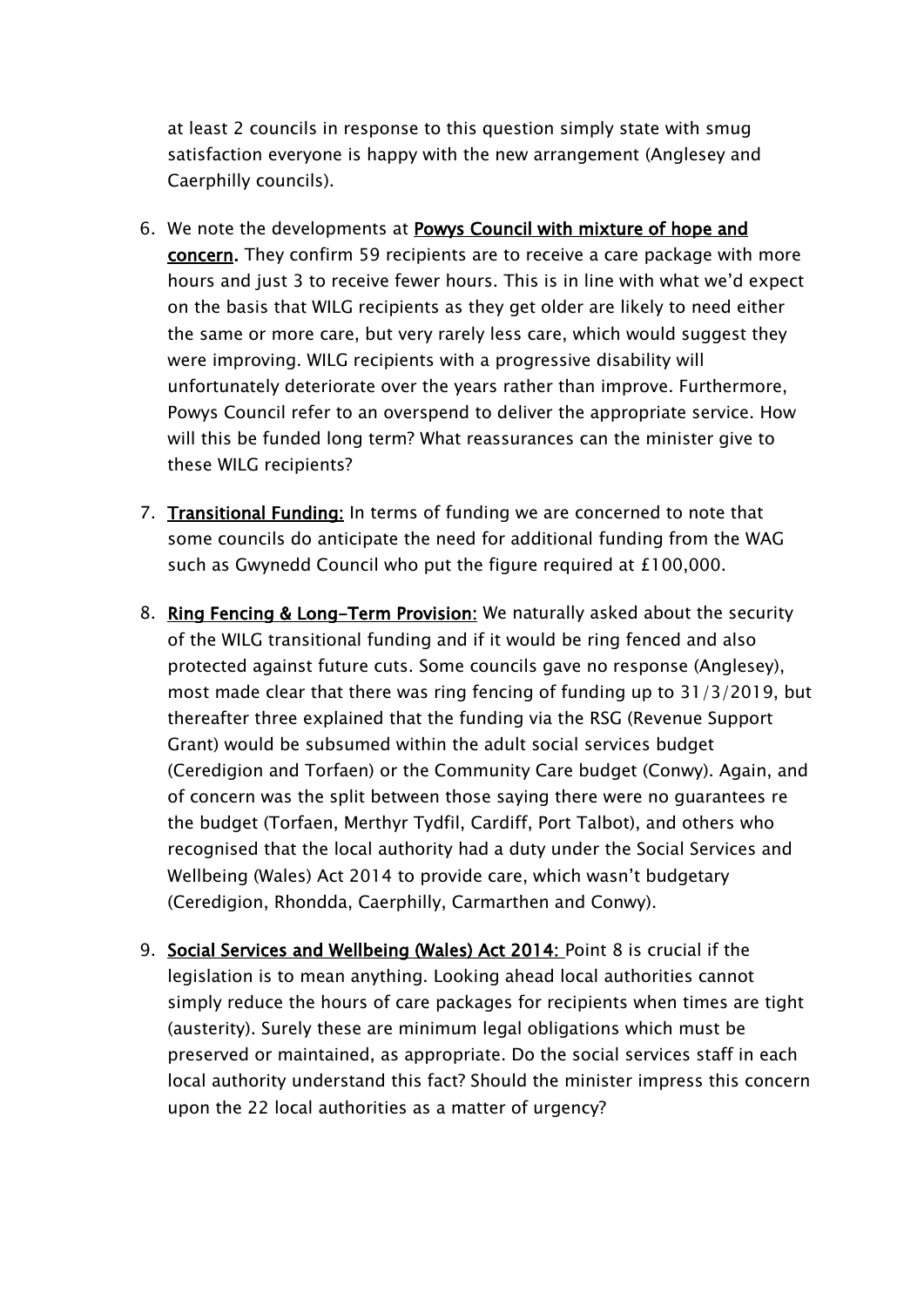at least 2 councils in response to this question simply state with smug satisfaction everyone is happy with the new arrangement (Anglesey and Caerphilly councils).

6. We note the developments at **Powys Council with mixture of hope and concern.** They confirm 59 recipients are to receive a care package with more hours and just 3 to receive fewer hours. This is in line with what we'd expect on the basis that WILG recipients as they get older are likely to need either the same or more care, but very rarely less care, which would suggest they were improving. WILG recipients with a progressive disability will unfortunately deteriorate over the years rather than improve. Furthermore, Powys Council refer to an overspend to deliver the appropriate service. How will this be funded long term? What reassurances can the minister give to these WILG recipients?

7. **Transitional Funding:** In terms of funding we are concerned to note that some councils do anticipate the need for additional funding from the WAG such as Gwynedd Council who put the figure required at £100,000.

8. **Ring Fencing & Long-Term Provision:** We naturally asked about the security of the WILG transitional funding and if it would be ring fenced and also protected against future cuts. Some councils gave no response (Anglesey), most made clear that there was ring fencing of funding up to 31/3/2019, but thereafter three explained that the funding via the RSG (Revenue Support Grant) would be subsumed within the adult social services budget (Ceredigion and Torfaen) or the Community Care budget (Conwy). Again, and of concern was the split between those saying there were no guarantees re the budget (Torfaen, Merthyr Tydfil, Cardiff, Port Talbot), and others who recognised that the local authority had a duty under the Social Services and Wellbeing (Wales) Act 2014 to provide care, which wasn't budgetary (Ceredigion, Rhondda, Caerphilly, Carmarthen and Conwy).

9. **Social Services and Wellbeing (Wales) Act 2014:** Point 8 is crucial if the legislation is to mean anything. Looking ahead local authorities cannot simply reduce the hours of care packages for recipients when times are tight (austerity). Surely these are minimum legal obligations which must be preserved or maintained, as appropriate. Do the social services staff in each local authority understand this fact? Should the minister impress this concern upon the 22 local authorities as a matter of urgency?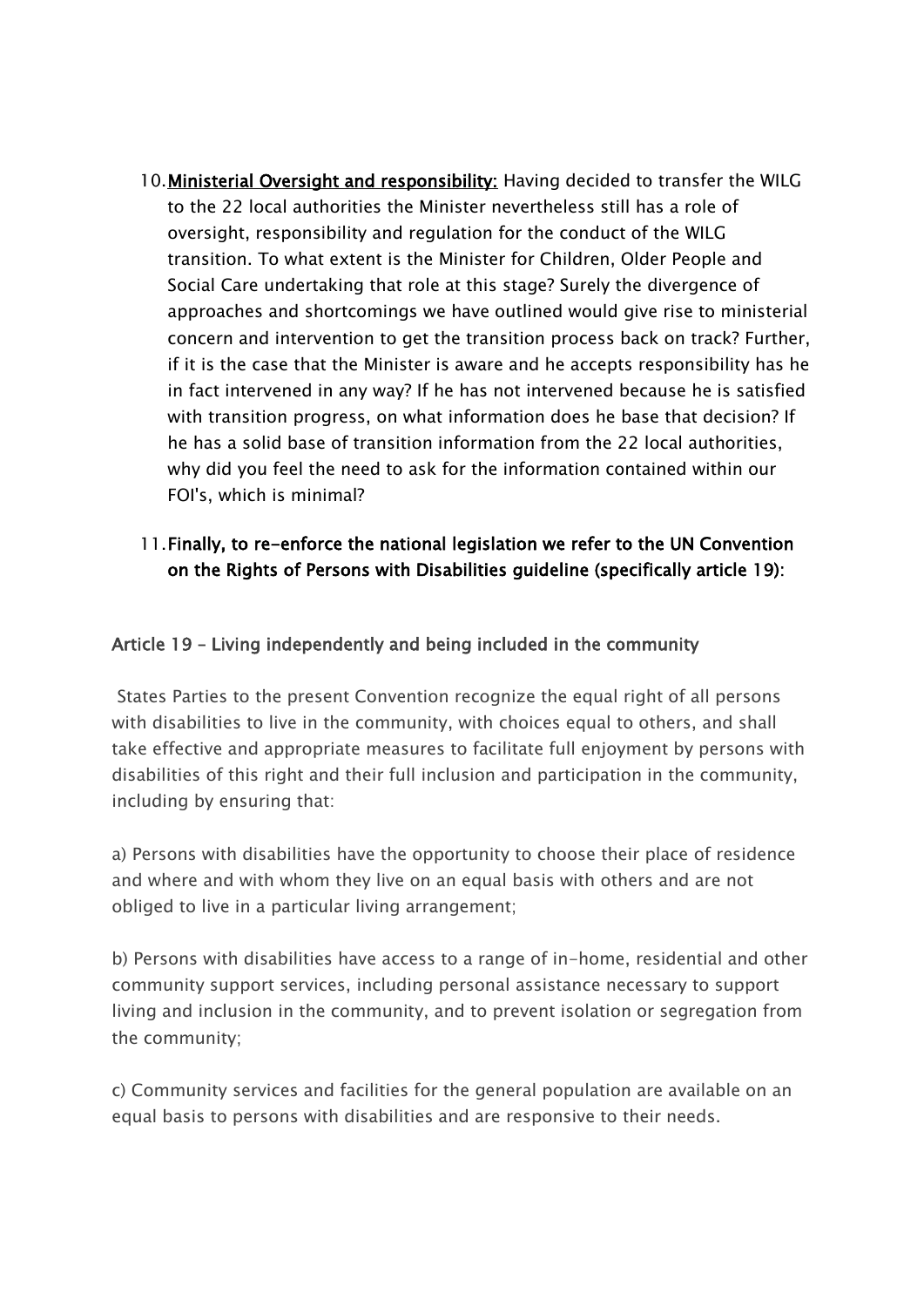10. **Ministerial Oversight and responsibility:** Having decided to transfer the WILG to the 22 local authorities the Minister nevertheless still has a role of oversight, responsibility and regulation for the conduct of the WILG transition. To what extent is the Minister for Children, Older People and Social Care undertaking that role at this stage? Surely the divergence of approaches and shortcomings we have outlined would give rise to ministerial concern and intervention to get the transition process back on track? Further, if it is the case that the Minister is aware and he accepts responsibility has he in fact intervened in any way? If he has not intervened because he is satisfied with transition progress, on what information does he base that decision? If he has a solid base of transition information from the 22 local authorities, why did you feel the need to ask for the information contained within our FOI's, which is minimal?

11. **Finally, to re-enforce the national legislation we refer to the UN Convention on the Rights of Persons with Disabilities guideline (specifically article 19):**

**Article 19 – Living independently and being included in the community**

States Parties to the present Convention recognize the equal right of all persons with disabilities to live in the community, with choices equal to others, and shall take effective and appropriate measures to facilitate full enjoyment by persons with disabilities of this right and their full inclusion and participation in the community, including by ensuring that:

a) Persons with disabilities have the opportunity to choose their place of residence and where and with whom they live on an equal basis with others and are not obliged to live in a particular living arrangement;

b) Persons with disabilities have access to a range of in-home, residential and other community support services, including personal assistance necessary to support living and inclusion in the community, and to prevent isolation or segregation from the community;

c) Community services and facilities for the general population are available on an equal basis to persons with disabilities and are responsive to their needs.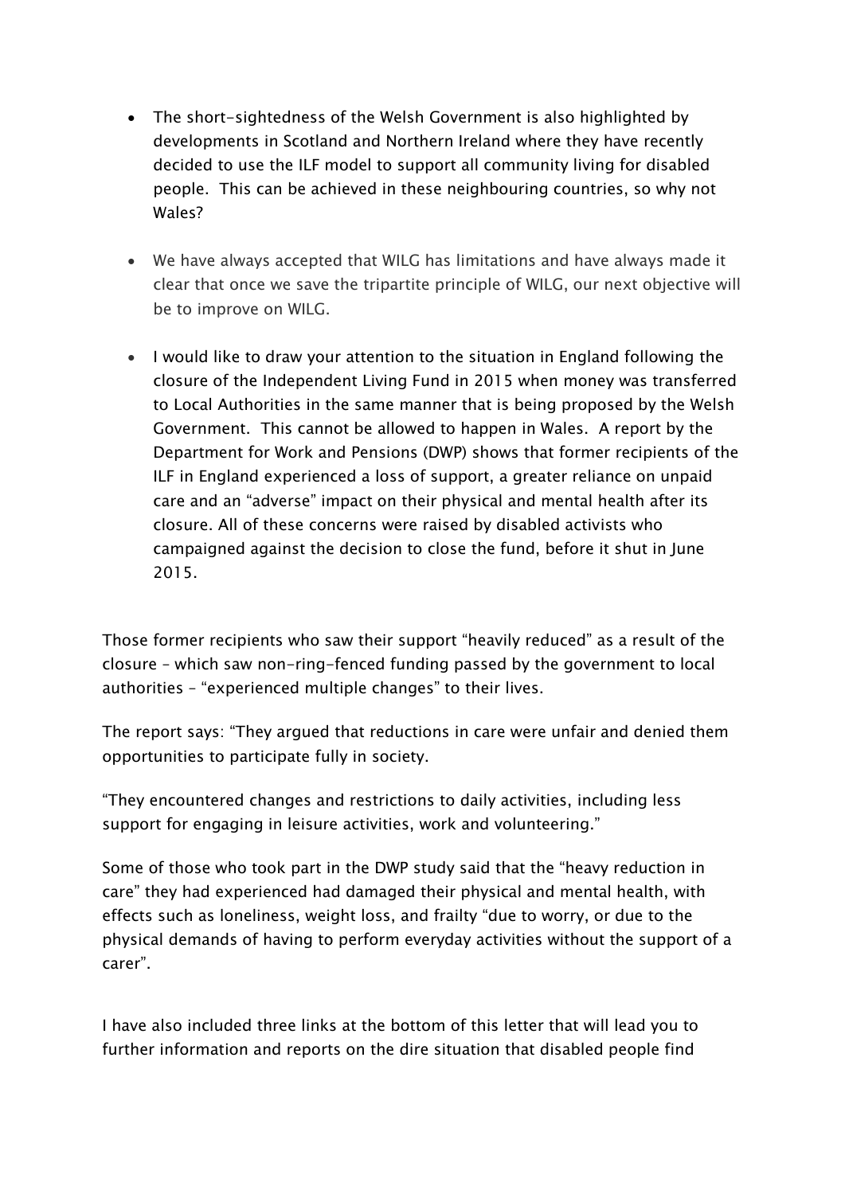- The short-sightedness of the Welsh Government is also highlighted by developments in Scotland and Northern Ireland where they have recently decided to use the ILF model to support all community living for disabled people. This can be achieved in these neighbouring countries, so why not Wales?

- We have always accepted that WILG has limitations and have always made it clear that once we save the tripartite principle of WILG, our next objective will be to improve on WILG.

- I would like to draw your attention to the situation in England following the closure of the Independent Living Fund in 2015 when money was transferred to Local Authorities in the same manner that is being proposed by the Welsh Government. This cannot be allowed to happen in Wales. A report by the Department for Work and Pensions (DWP) shows that former recipients of the ILF in England experienced a loss of support, a greater reliance on unpaid care and an "adverse" impact on their physical and mental health after its closure. All of these concerns were raised by disabled activists who campaigned against the decision to close the fund, before it shut in June 2015.

Those former recipients who saw their support "heavily reduced" as a result of the closure – which saw non-ring-fenced funding passed by the government to local authorities – "experienced multiple changes" to their lives.

The report says: "They argued that reductions in care were unfair and denied them opportunities to participate fully in society.

"They encountered changes and restrictions to daily activities, including less support for engaging in leisure activities, work and volunteering."

Some of those who took part in the DWP study said that the "heavy reduction in care" they had experienced had damaged their physical and mental health, with effects such as loneliness, weight loss, and frailty "due to worry, or due to the physical demands of having to perform everyday activities without the support of a carer".

I have also included three links at the bottom of this letter that will lead you to further information and reports on the dire situation that disabled people find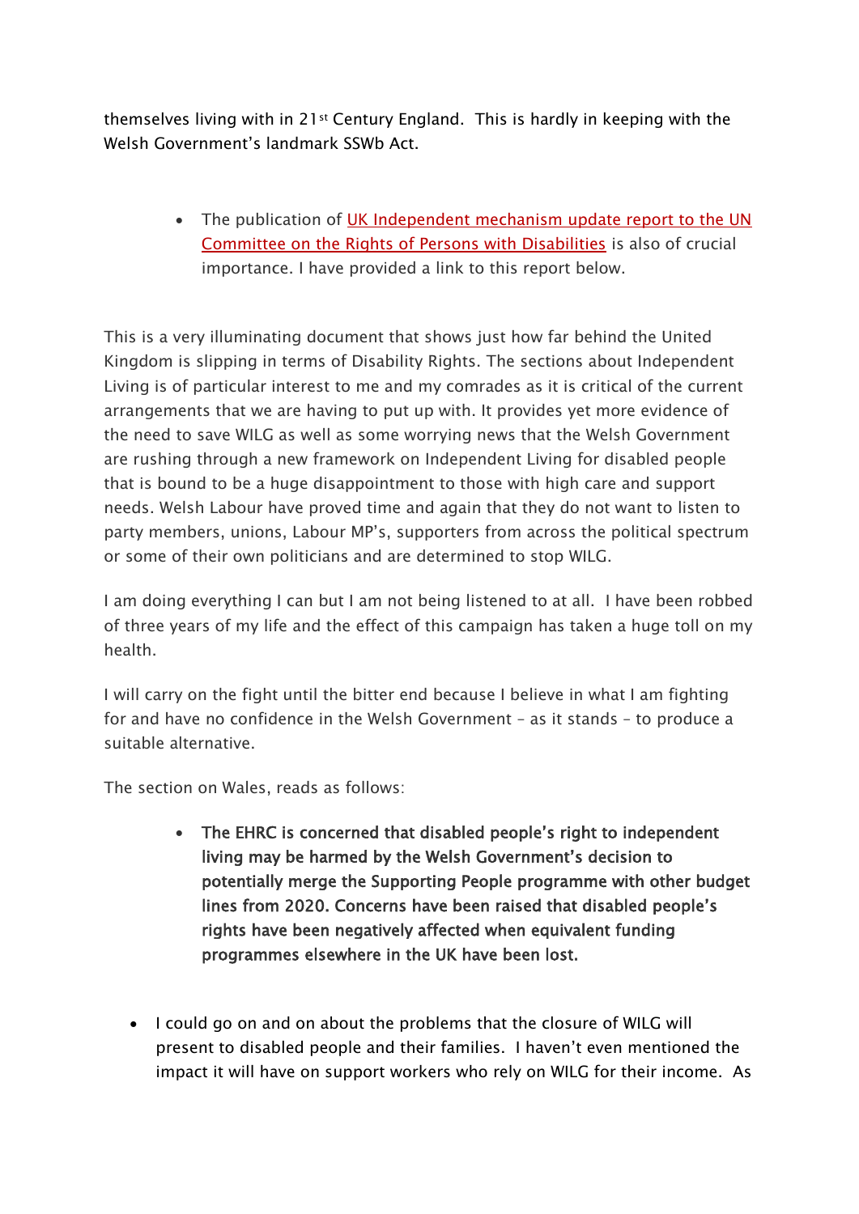themselves living with in 21st Century England. This is hardly in keeping with the Welsh Government's landmark SSWb Act.

- The publication of UK Independent mechanism update report to the UN Committee on the Rights of Persons with Disabilities is also of crucial importance. I have provided a link to this report below.

This is a very illuminating document that shows just how far behind the United Kingdom is slipping in terms of Disability Rights. The sections about Independent Living is of particular interest to me and my comrades as it is critical of the current arrangements that we are having to put up with. It provides yet more evidence of the need to save WILG as well as some worrying news that the Welsh Government are rushing through a new framework on Independent Living for disabled people that is bound to be a huge disappointment to those with high care and support needs. Welsh Labour have proved time and again that they do not want to listen to party members, unions, Labour MP's, supporters from across the political spectrum or some of their own politicians and are determined to stop WILG.

I am doing everything I can but I am not being listened to at all. I have been robbed of three years of my life and the effect of this campaign has taken a huge toll on my health.

I will carry on the fight until the bitter end because I believe in what I am fighting for and have no confidence in the Welsh Government – as it stands – to produce a suitable alternative.

The section on Wales, reads as follows:

- **The EHRC is concerned that disabled people's right to independent living may be harmed by the Welsh Government's decision to potentially merge the Supporting People programme with other budget lines from 2020. Concerns have been raised that disabled people's rights have been negatively affected when equivalent funding programmes elsewhere in the UK have been lost.**

- I could go on and on about the problems that the closure of WILG will present to disabled people and their families. I haven't even mentioned the impact it will have on support workers who rely on WILG for their income. As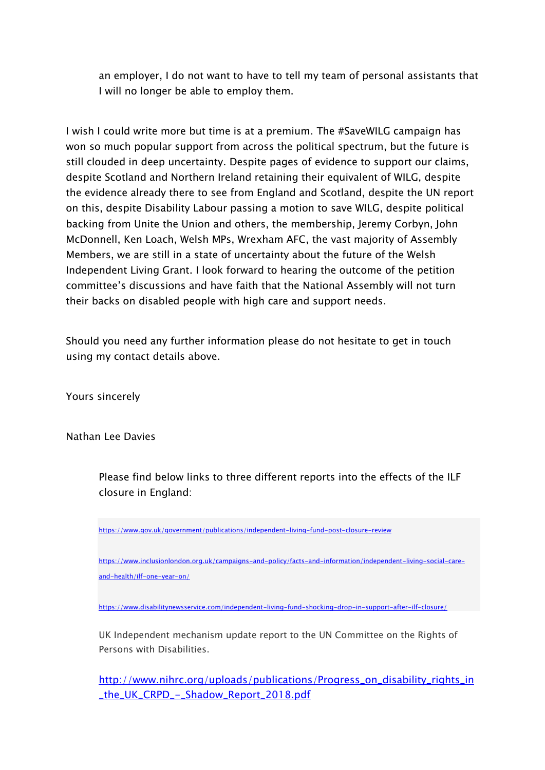> an employer, I do not want to have to tell my team of personal assistants that I will no longer be able to employ them.

I wish I could write more but time is at a premium. The #SaveWILG campaign has won so much popular support from across the political spectrum, but the future is still clouded in deep uncertainty. Despite pages of evidence to support our claims, despite Scotland and Northern Ireland retaining their equivalent of WILG, despite the evidence already there to see from England and Scotland, despite the UN report on this, despite Disability Labour passing a motion to save WILG, despite political backing from Unite the Union and others, the membership, Jeremy Corbyn, John McDonnell, Ken Loach, Welsh MPs, Wrexham AFC, the vast majority of Assembly Members, we are still in a state of uncertainty about the future of the Welsh Independent Living Grant. I look forward to hearing the outcome of the petition committee's discussions and have faith that the National Assembly will not turn their backs on disabled people with high care and support needs.

Should you need any further information please do not hesitate to get in touch using my contact details above.

Yours sincerely

Nathan Lee Davies

> Please find below links to three different reports into the effects of the ILF closure in England:
>
> https://www.gov.uk/government/publications/independent-living-fund-post-closure-review
>
> https://www.inclusionlondon.org.uk/campaigns-and-policy/facts-and-information/independent-living-social-care-and-health/ilf-one-year-on/
>
> https://www.disabilitynewsservice.com/independent-living-fund-shocking-drop-in-support-after-ilf-closure/
>
> UK Independent mechanism update report to the UN Committee on the Rights of Persons with Disabilities.
>
> http://www.nihrc.org/uploads/publications/Progress_on_disability_rights_in_the_UK_CRPD_-_Shadow_Report_2018.pdf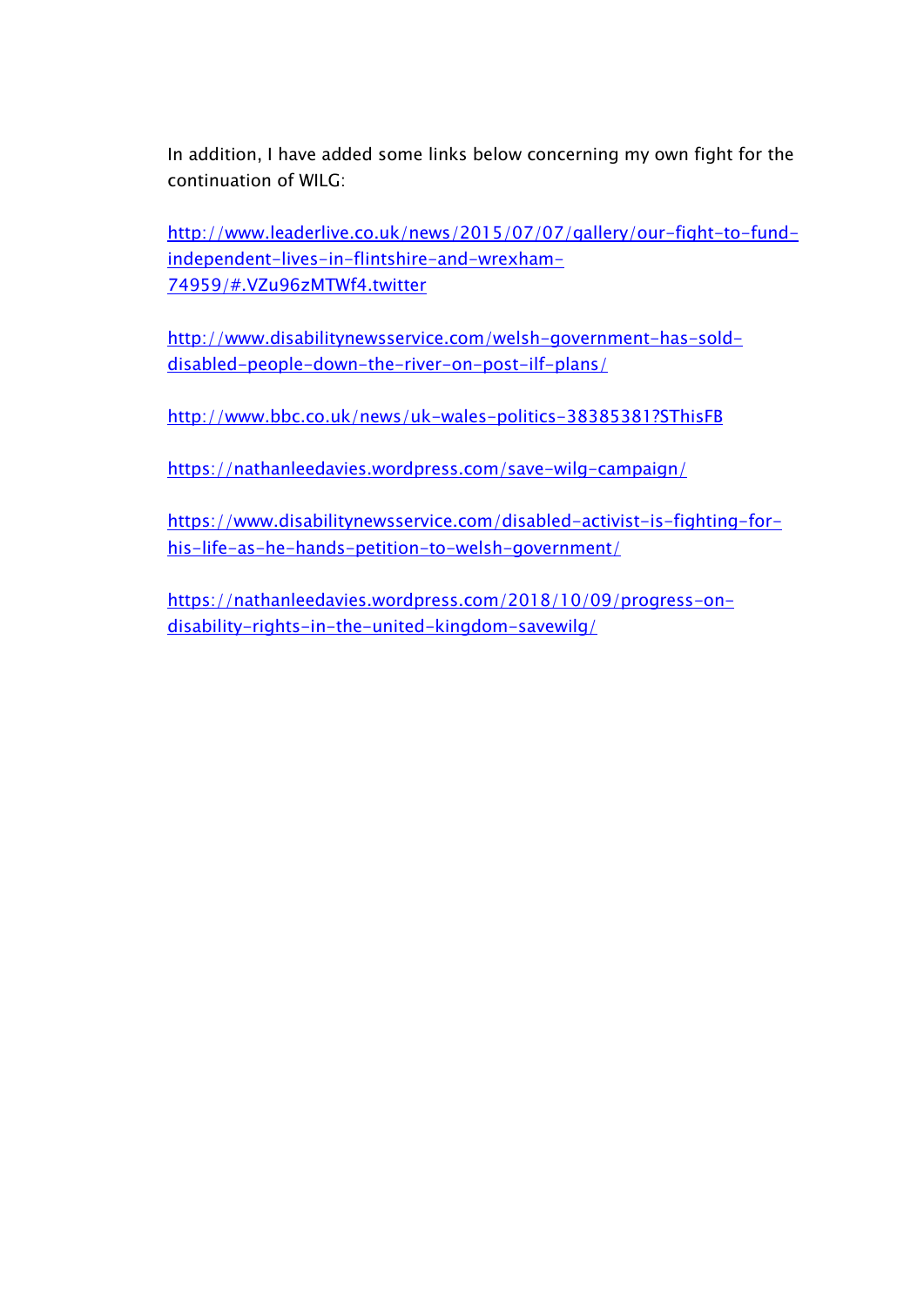In addition, I have added some links below concerning my own fight for the continuation of WILG:

http://www.leaderlive.co.uk/news/2015/07/07/gallery/our-fight-to-fund-independent-lives-in-flintshire-and-wrexham-74959/#.VZu96zMTWf4.twitter

http://www.disabilitynewsservice.com/welsh-government-has-sold-disabled-people-down-the-river-on-post-ilf-plans/

http://www.bbc.co.uk/news/uk-wales-politics-38385381?SThisFB

https://nathanleedavies.wordpress.com/save-wilg-campaign/

https://www.disabilitynewsservice.com/disabled-activist-is-fighting-for-his-life-as-he-hands-petition-to-welsh-government/

https://nathanleedavies.wordpress.com/2018/10/09/progress-on-disability-rights-in-the-united-kingdom-savewilg/